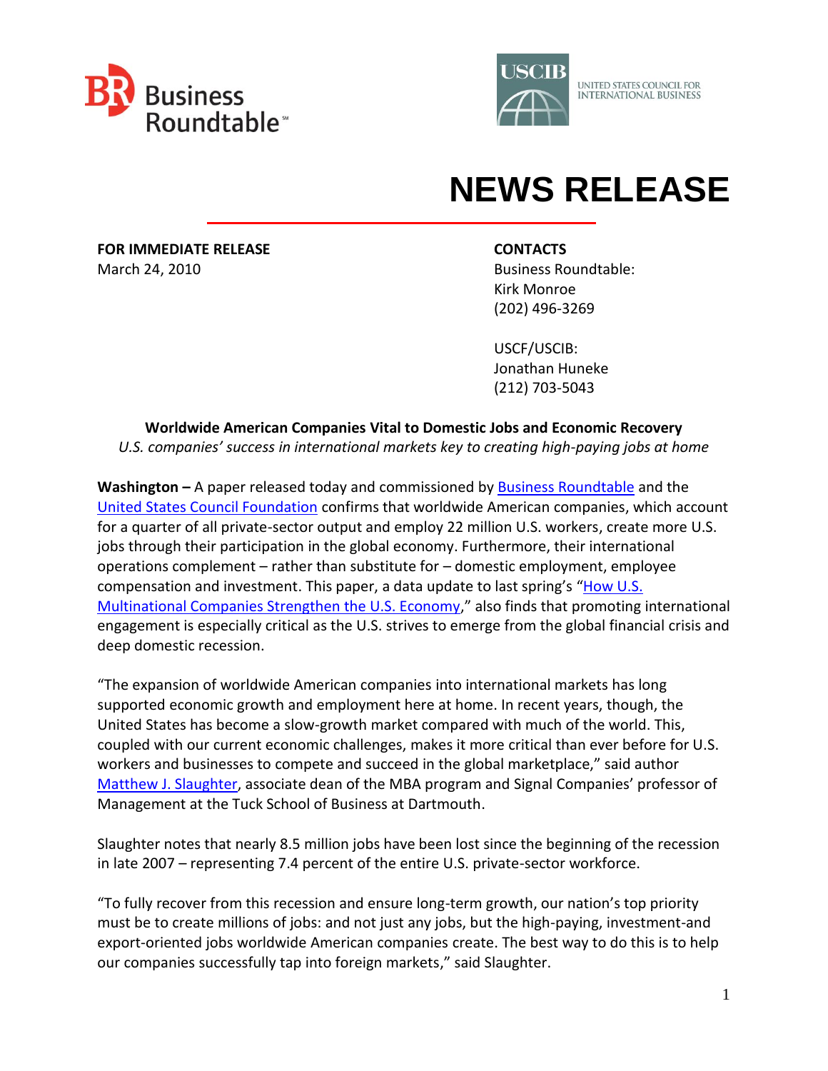Business Roundtable

USCIB — UNITED STATES COUNCIL FOR INTERNATIONAL BUSINESS

# NEWS RELEASE

**FOR IMMEDIATE RELEASE**
March 24, 2010

**CONTACTS**
Business Roundtable:
Kirk Monroe
(202) 496-3269

USCF/USCIB:
Jonathan Huneke
(212) 703-5043

**Worldwide American Companies Vital to Domestic Jobs and Economic Recovery**
*U.S. companies' success in international markets key to creating high-paying jobs at home*

**Washington –** A paper released today and commissioned by Business Roundtable and the United States Council Foundation confirms that worldwide American companies, which account for a quarter of all private-sector output and employ 22 million U.S. workers, create more U.S. jobs through their participation in the global economy. Furthermore, their international operations complement – rather than substitute for – domestic employment, employee compensation and investment. This paper, a data update to last spring's "How U.S. Multinational Companies Strengthen the U.S. Economy," also finds that promoting international engagement is especially critical as the U.S. strives to emerge from the global financial crisis and deep domestic recession.

"The expansion of worldwide American companies into international markets has long supported economic growth and employment here at home. In recent years, though, the United States has become a slow-growth market compared with much of the world. This, coupled with our current economic challenges, makes it more critical than ever before for U.S. workers and businesses to compete and succeed in the global marketplace," said author Matthew J. Slaughter, associate dean of the MBA program and Signal Companies' professor of Management at the Tuck School of Business at Dartmouth.

Slaughter notes that nearly 8.5 million jobs have been lost since the beginning of the recession in late 2007 – representing 7.4 percent of the entire U.S. private-sector workforce.

"To fully recover from this recession and ensure long-term growth, our nation's top priority must be to create millions of jobs: and not just any jobs, but the high-paying, investment-and export-oriented jobs worldwide American companies create. The best way to do this is to help our companies successfully tap into foreign markets," said Slaughter.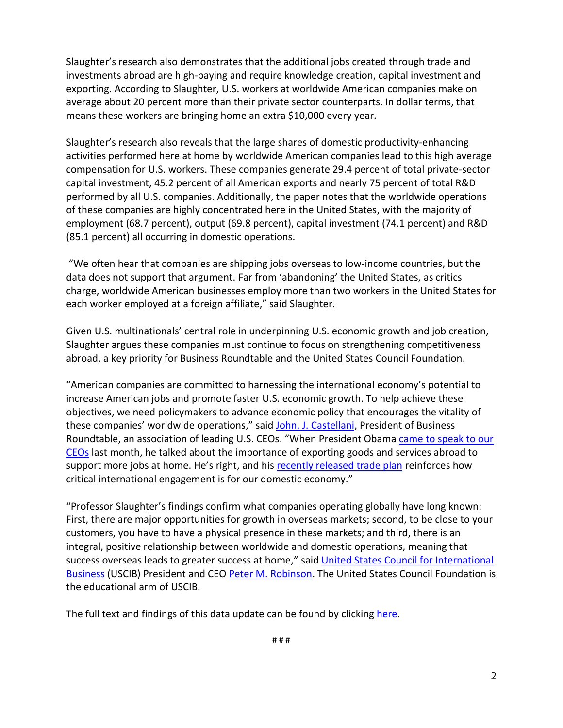Slaughter's research also demonstrates that the additional jobs created through trade and investments abroad are high-paying and require knowledge creation, capital investment and exporting. According to Slaughter, U.S. workers at worldwide American companies make on average about 20 percent more than their private sector counterparts. In dollar terms, that means these workers are bringing home an extra $10,000 every year.

Slaughter's research also reveals that the large shares of domestic productivity-enhancing activities performed here at home by worldwide American companies lead to this high average compensation for U.S. workers. These companies generate 29.4 percent of total private-sector capital investment, 45.2 percent of all American exports and nearly 75 percent of total R&D performed by all U.S. companies. Additionally, the paper notes that the worldwide operations of these companies are highly concentrated here in the United States, with the majority of employment (68.7 percent), output (69.8 percent), capital investment (74.1 percent) and R&D (85.1 percent) all occurring in domestic operations.

"We often hear that companies are shipping jobs overseas to low-income countries, but the data does not support that argument. Far from 'abandoning' the United States, as critics charge, worldwide American businesses employ more than two workers in the United States for each worker employed at a foreign affiliate," said Slaughter.

Given U.S. multinationals' central role in underpinning U.S. economic growth and job creation, Slaughter argues these companies must continue to focus on strengthening competitiveness abroad, a key priority for Business Roundtable and the United States Council Foundation.

"American companies are committed to harnessing the international economy's potential to increase American jobs and promote faster U.S. economic growth. To help achieve these objectives, we need policymakers to advance economic policy that encourages the vitality of these companies' worldwide operations," said John. J. Castellani, President of Business Roundtable, an association of leading U.S. CEOs. "When President Obama came to speak to our CEOs last month, he talked about the importance of exporting goods and services abroad to support more jobs at home. He's right, and his recently released trade plan reinforces how critical international engagement is for our domestic economy."

"Professor Slaughter's findings confirm what companies operating globally have long known: First, there are major opportunities for growth in overseas markets; second, to be close to your customers, you have to have a physical presence in these markets; and third, there is an integral, positive relationship between worldwide and domestic operations, meaning that success overseas leads to greater success at home," said United States Council for International Business (USCIB) President and CEO Peter M. Robinson. The United States Council Foundation is the educational arm of USCIB.

The full text and findings of this data update can be found by clicking here.

# # #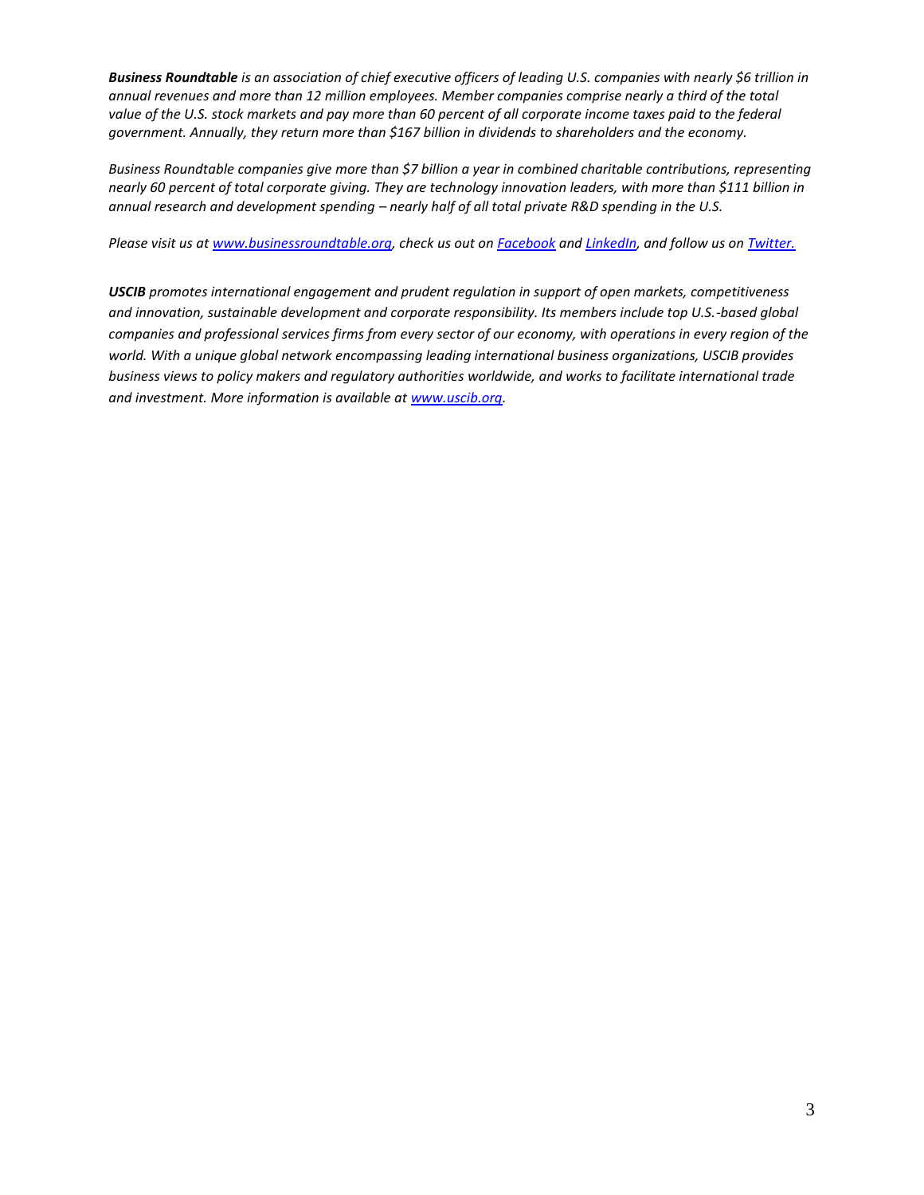***Business Roundtable** is an association of chief executive officers of leading U.S. companies with nearly $6 trillion in annual revenues and more than 12 million employees. Member companies comprise nearly a third of the total value of the U.S. stock markets and pay more than 60 percent of all corporate income taxes paid to the federal government. Annually, they return more than $167 billion in dividends to shareholders and the economy.*

*Business Roundtable companies give more than $7 billion a year in combined charitable contributions, representing nearly 60 percent of total corporate giving. They are technology innovation leaders, with more than $111 billion in annual research and development spending – nearly half of all total private R&D spending in the U.S.*

*Please visit us at [www.businessroundtable.org](http://www.businessroundtable.org), check us out on [Facebook](#) and [LinkedIn](#), and follow us on [Twitter.](#)*

***USCIB** promotes international engagement and prudent regulation in support of open markets, competitiveness and innovation, sustainable development and corporate responsibility. Its members include top U.S.-based global companies and professional services firms from every sector of our economy, with operations in every region of the world. With a unique global network encompassing leading international business organizations, USCIB provides business views to policy makers and regulatory authorities worldwide, and works to facilitate international trade and investment. More information is available at [www.uscib.org](http://www.uscib.org).*